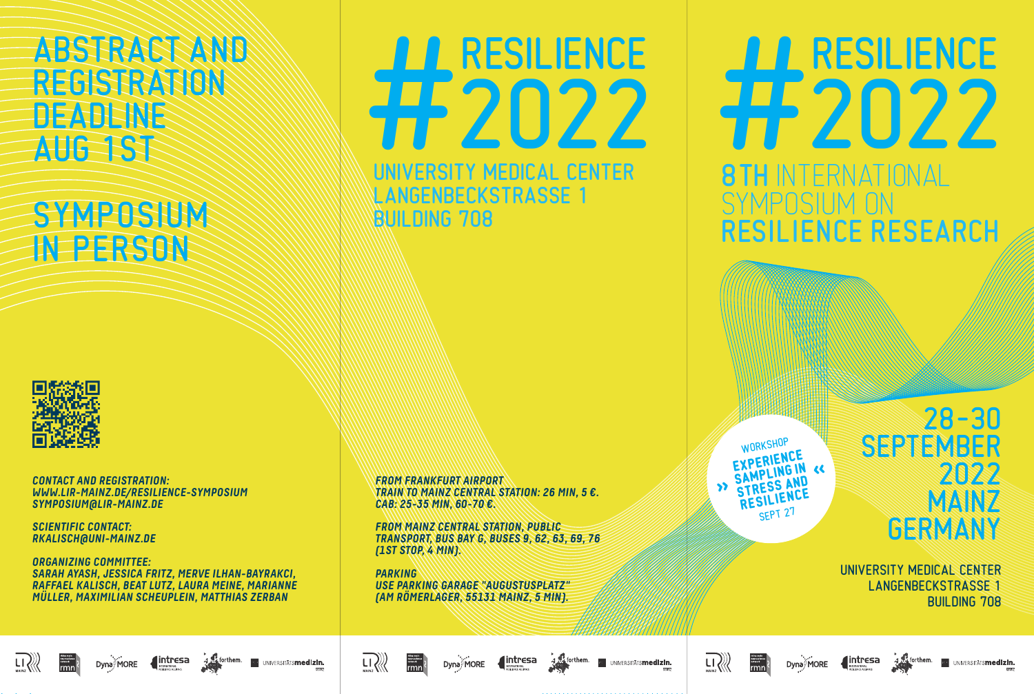# ABSTRACT AND REGISTRATION DEADLINE AUG 1ST

# SYMPOSIUM IN PERSON

*CONTACT AND REGISTRATION:*
*WWW.LIR-MAINZ.DE/RESILIENCE-SYMPOSIUM*
*SYMPOSIUM@LIR-MAINZ.DE*

*SCIENTIFIC CONTACT:*
*RKALISCH@UNI-MAINZ.DE*

*ORGANIZING COMMITTEE:*
*SARAH AYASH, JESSICA FRITZ, MERVE ILHAN-BAYRAKCI, RAFFAEL KALISCH, BEAT LUTZ, LAURA MEINE, MARIANNE MÜLLER, MAXIMILIAN SCHEUPLEIN, MATTHIAS ZERBAN*

# #RESILIENCE 2022

UNIVERSITY MEDICAL CENTER
LANGENBECKSTRASSE 1
BUILDING 708

*FROM FRANKFURT AIRPORT*
*TRAIN TO MAINZ CENTRAL STATION: 26 MIN, 5 €.*
*CAB: 25-35 MIN, 60-70 €.*

*FROM MAINZ CENTRAL STATION, PUBLIC TRANSPORT, BUS BAY G, BUSES 9, 62, 63, 69, 76 (1ST STOP, 4 MIN).*

*PARKING*
*USE PARKING GARAGE "AUGUSTUSPLATZ" (AM RÖMERLAGER, 55131 MAINZ, 5 MIN).*

# #RESILIENCE 2022

## 8TH INTERNATIONAL SYMPOSIUM ON RESILIENCE RESEARCH

WORKSHOP
» EXPERIENCE SAMPLING IN STRESS AND RESILIENCE «
SEPT 27

28-30 SEPTEMBER 2022
MAINZ
GERMANY

UNIVERSITY MEDICAL CENTER
LANGENBECKSTRASSE 1
BUILDING 708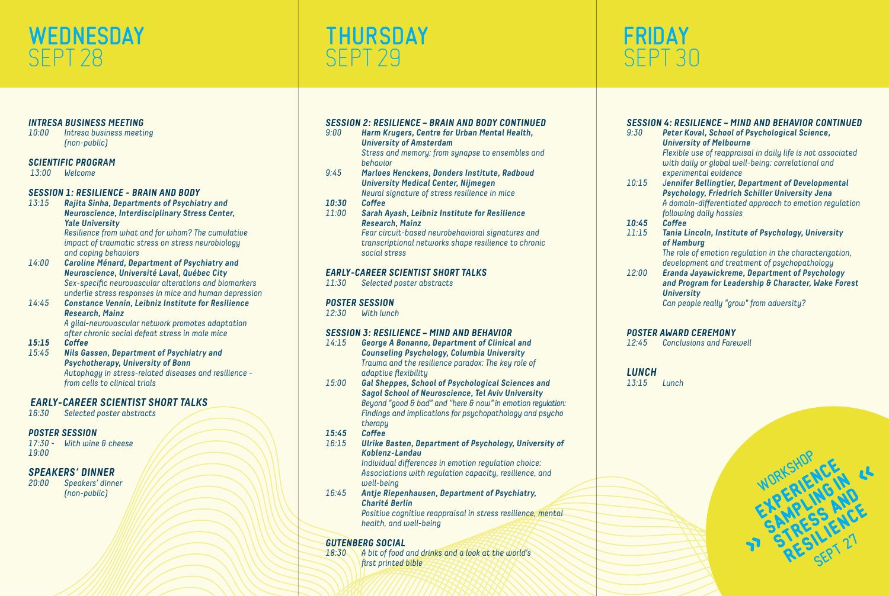# WEDNESDAY
## SEPT 28

### INTRESA BUSINESS MEETING

*10:00* *Intresa business meeting (non-public)*

### SCIENTIFIC PROGRAM

*13:00* *Welcome*

### SESSION 1: RESILIENCE - BRAIN AND BODY

*13:15* ***Rajita Sinha, Departments of Psychiatry and Neuroscience, Interdisciplinary Stress Center, Yale University***
*Resilience from what and for whom? The cumulative impact of traumatic stress on stress neurobiology and coping behaviors*

*14:00* ***Caroline Ménard, Department of Psychiatry and Neuroscience, Université Laval, Québec City***
*Sex-specific neurovascular alterations and biomarkers underlie stress responses in mice and human depression*

*14:45* ***Constance Vennin, Leibniz Institute for Resilience Research, Mainz***
*A glial-neurovascular network promotes adaptation after chronic social defeat stress in male mice*

***15:15*** ***Coffee***

*15:45* ***Nils Gassen, Department of Psychiatry and Psychotherapy, University of Bonn***
*Autophagy in stress-related diseases and resilience - from cells to clinical trials*

### EARLY-CAREER SCIENTIST SHORT TALKS

*16:30* *Selected poster abstracts*

### POSTER SESSION

*17:30 - 19:00* *With wine & cheese*

### SPEAKERS' DINNER

*20:00* *Speakers' dinner (non-public)*

# THURSDAY
## SEPT 29

### SESSION 2: RESILIENCE – BRAIN AND BODY CONTINUED

*9:00* ***Harm Krugers, Centre for Urban Mental Health, University of Amsterdam***
*Stress and memory: from synapse to ensembles and behavior*

*9:45* ***Marloes Henckens, Donders Institute, Radboud University Medical Center, Nijmegen***
*Neural signature of stress resilience in mice*

***10:30*** ***Coffee***

*11:00* ***Sarah Ayash, Leibniz Institute for Resilience Research, Mainz***
*Fear circuit-based neurobehavioral signatures and transcriptional networks shape resilience to chronic social stress*

### EARLY-CAREER SCIENTIST SHORT TALKS

*11:30* *Selected poster abstracts*

### POSTER SESSION

*12:30* *With lunch*

### SESSION 3: RESILIENCE – MIND AND BEHAVIOR

*14:15* ***George A Bonanno, Department of Clinical and Counseling Psychology, Columbia University***
*Trauma and the resilience paradox: The key role of adaptive flexibility*

*15:00* ***Gal Sheppes, School of Psychological Sciences and Sagol School of Neuroscience, Tel Aviv University***
*Beyond "good & bad" and "here & now" in emotion regulation: Findings and implications for psychopathology and psycho therapy*

***15:45*** ***Coffee***

*16:15* ***Ulrike Basten, Department of Psychology, University of Koblenz-Landau***
*Individual differences in emotion regulation choice: Associations with regulation capacity, resilience, and well-being*

*16:45* ***Antje Riepenhausen, Department of Psychiatry, Charité Berlin***
*Positive cognitive reappraisal in stress resilience, mental health, and well-being*

### GUTENBERG SOCIAL

*18:30* *A bit of food and drinks and a look at the world's first printed bible*

# FRIDAY
## SEPT 30

### SESSION 4: RESILIENCE – MIND AND BEHAVIOR CONTINUED

*9:30* ***Peter Koval, School of Psychological Science, University of Melbourne***
*Flexible use of reappraisal in daily life is not associated with daily or global well-being: correlational and experimental evidence*

*10:15* ***Jennifer Bellingtier, Department of Developmental Psychology, Friedrich Schiller University Jena***
*A domain-differentiated approach to emotion regulation following daily hassles*

***10:45*** ***Coffee***

*11:15* ***Tania Lincoln, Institute of Psychology, University of Hamburg***
*The role of emotion regulation in the characterization, development and treatment of psychopathology*

*12:00* ***Eranda Jayawickreme, Department of Psychology and Program for Leadership & Character, Wake Forest University***
*Can people really "grow" from adversity?*

### POSTER AWARD CEREMONY

*12:45* *Conclusions and Farewell*

### LUNCH

*13:15* *Lunch*

WORKSHOP
» EXPERIENCE SAMPLING IN STRESS AND RESILIENCE «
SEPT 27